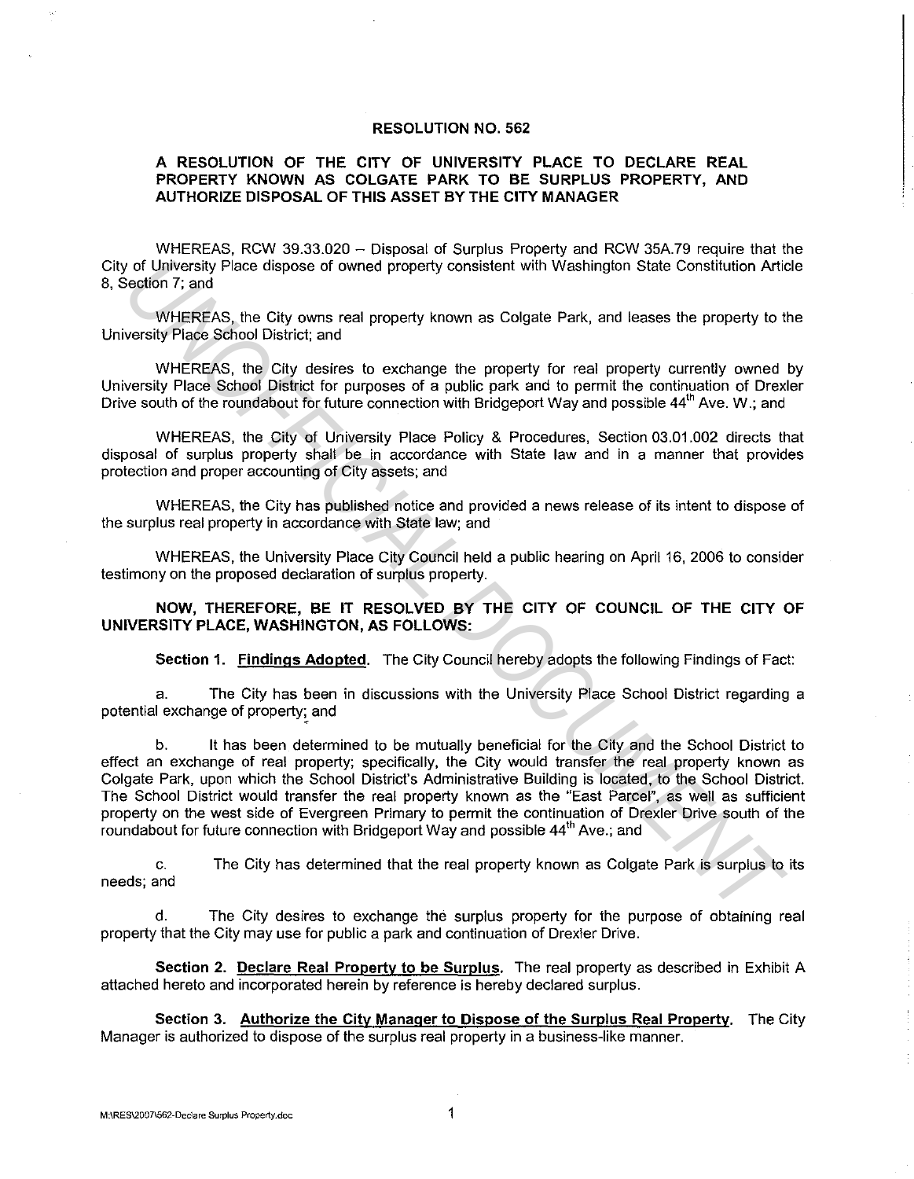# RESOLUTION NO. 562

## A RESOLUTION OF THE CITY OF UNIVERSITY PLACE TO DECLARE REAL PROPERTY KNOWN AS COLGATE PARK TO BE SURPLUS PROPERTY, AND AUTHORIZE DISPOSAL OF THIS ASSET BY THE CITY MANAGER

WHEREAS, RCW 39.33.020 – Disposal of Surplus Property and RCW 35A.79 require that the City of University Place dispose of owned property consistent with Washington State Constitution Article 8, Section 7; and

WHEREAS, the City owns real property known as Colgate Park, and leases the property to the University Place School District; and

WHEREAS, the City desires to exchange the property for real property currently owned by University Place School District for purposes of a public park and to permit the continuation of Drexler Drive south of the roundabout for future connection with Bridgeport Way and possible 44th Ave. W.; and

WHEREAS, the City of University Place Policy & Procedures, Section 03.01.002 directs that disposal of surplus property shall be in accordance with State law and in a manner that provides protection and proper accounting of City assets; and

WHEREAS, the City has published notice and provided a news release of its intent to dispose of the surplus real property in accordance with State law; and

WHEREAS, the University Place City Council held a public hearing on April 16, 2006 to consider testimony on the proposed declaration of surplus property.

**NOW, THEREFORE, BE IT RESOLVED BY THE CITY OF COUNCIL OF THE CITY OF UNIVERSITY PLACE, WASHINGTON, AS FOLLOWS:**

**Section 1. Findings Adopted.** The City Council hereby adopts the following Findings of Fact:

a. The City has been in discussions with the University Place School District regarding a potential exchange of property; and

b. It has been determined to be mutually beneficial for the City and the School District to effect an exchange of real property; specifically, the City would transfer the real property known as Colgate Park, upon which the School District's Administrative Building is located, to the School District. The School District would transfer the real property known as the "East Parcel", as well as sufficient property on the west side of Evergreen Primary to permit the continuation of Drexler Drive south of the roundabout for future connection with Bridgeport Way and possible 44th Ave.; and

c. The City has determined that the real property known as Colgate Park is surplus to its needs; and

d. The City desires to exchange the surplus property for the purpose of obtaining real property that the City may use for public a park and continuation of Drexler Drive.

**Section 2. Declare Real Property to be Surplus.** The real property as described in Exhibit A attached hereto and incorporated herein by reference is hereby declared surplus.

**Section 3. Authorize the City Manager to Dispose of the Surplus Real Property.** The City Manager is authorized to dispose of the surplus real property in a business-like manner.

M:\RES\2007\562-Declare Surplus Property.doc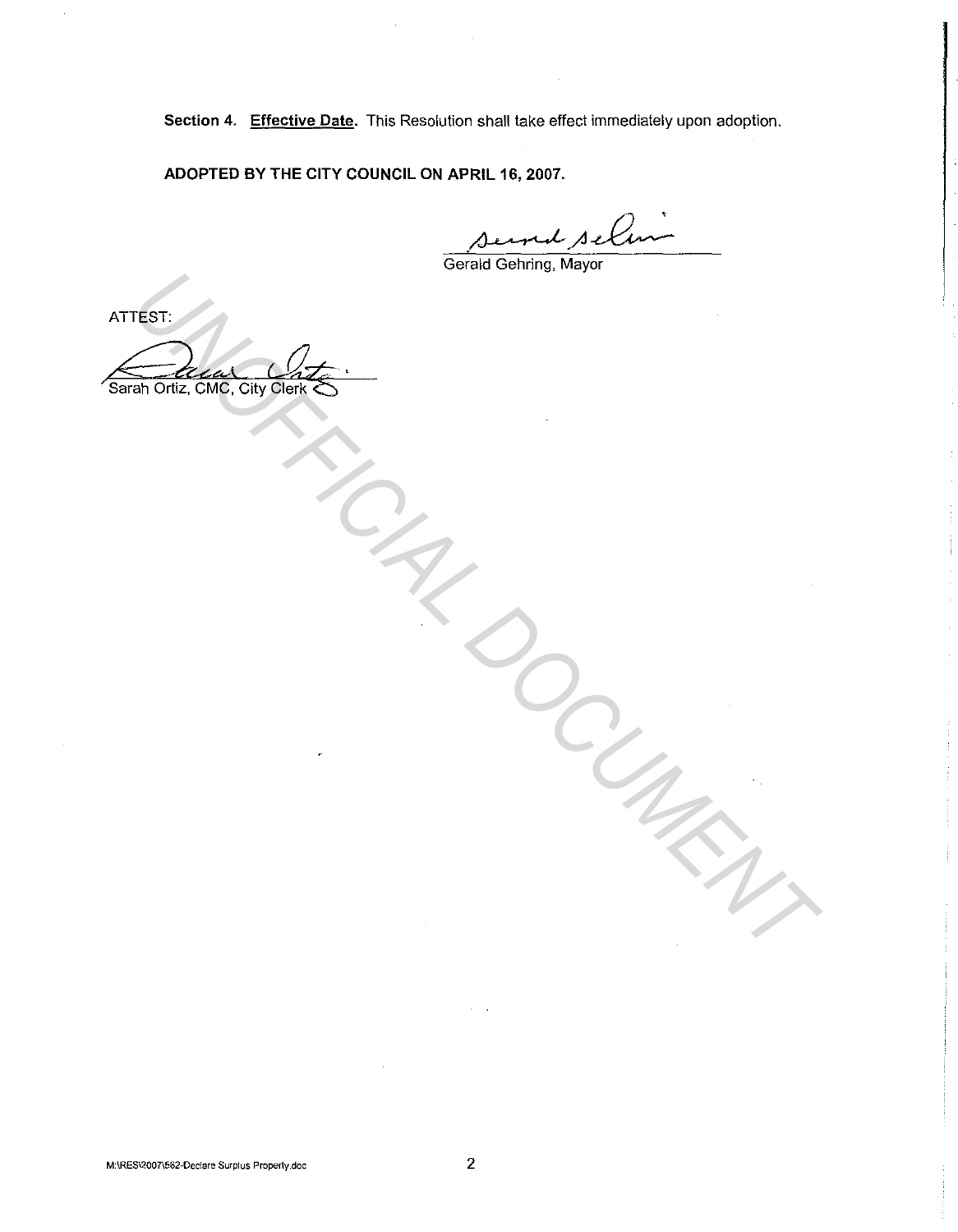**Section 4. Effective Date.** This Resolution shall take effect immediately upon adoption.

**ADOPTED BY THE CITY COUNCIL ON APRIL 16, 2007.**

Gerald Gehring, Mayor

ATTEST:

Sarah Ortiz, CMC, City Clerk

M:\RES\2007\562-Declare Surplus Property.doc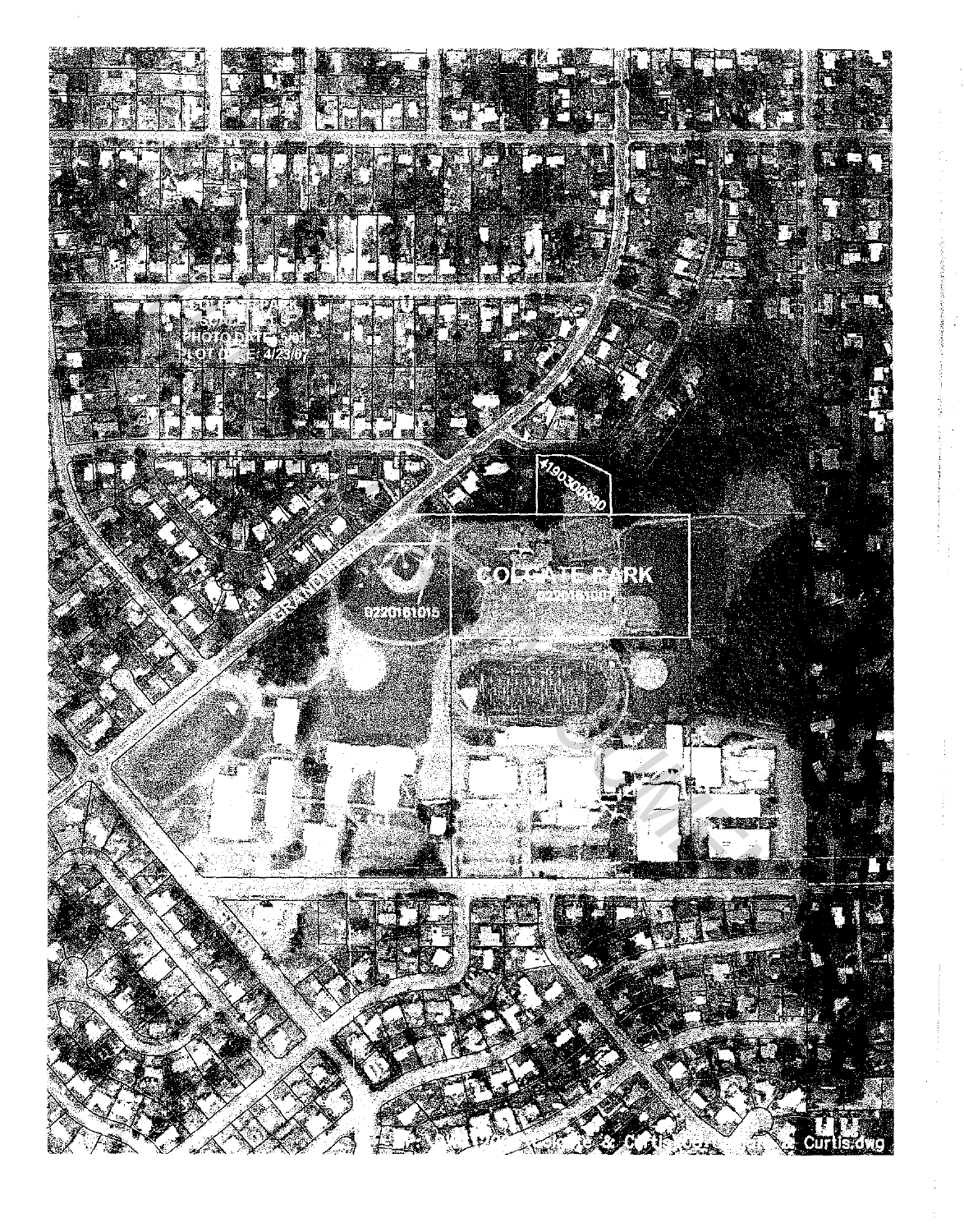PHOTO DATE: ...
PLOT DATE: 4/23/07

4190300090

COLGATE PARK

0220161015

GRANDVIEW

Curtis.dwg